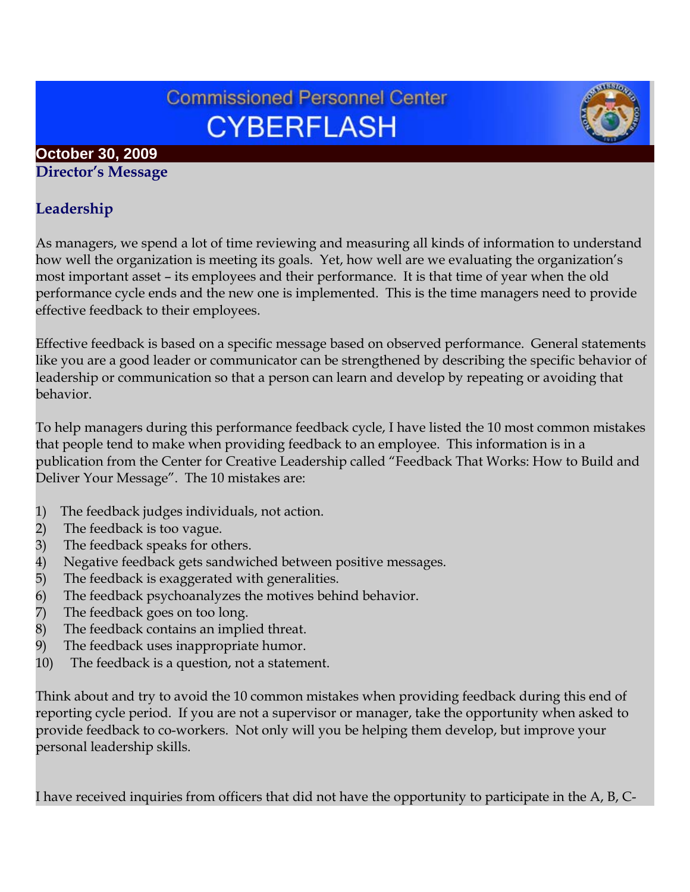# Commissioned Personnel Center CYBERFLASH

**October 30, 2009**

## Director's Message

### Leadership

As managers, we spend a lot of time reviewing and measuring all kinds of information to understand how well the organization is meeting its goals. Yet, how well are we evaluating the organization's most important asset – its employees and their performance. It is that time of year when the old performance cycle ends and the new one is implemented. This is the time managers need to provide effective feedback to their employees.

Effective feedback is based on a specific message based on observed performance. General statements like you are a good leader or communicator can be strengthened by describing the specific behavior of leadership or communication so that a person can learn and develop by repeating or avoiding that behavior.

To help managers during this performance feedback cycle, I have listed the 10 most common mistakes that people tend to make when providing feedback to an employee. This information is in a publication from the Center for Creative Leadership called "Feedback That Works: How to Build and Deliver Your Message". The 10 mistakes are:

1) The feedback judges individuals, not action.
2) The feedback is too vague.
3) The feedback speaks for others.
4) Negative feedback gets sandwiched between positive messages.
5) The feedback is exaggerated with generalities.
6) The feedback psychoanalyzes the motives behind behavior.
7) The feedback goes on too long.
8) The feedback contains an implied threat.
9) The feedback uses inappropriate humor.
10) The feedback is a question, not a statement.

Think about and try to avoid the 10 common mistakes when providing feedback during this end of reporting cycle period. If you are not a supervisor or manager, take the opportunity when asked to provide feedback to co-workers. Not only will you be helping them develop, but improve your personal leadership skills.

I have received inquiries from officers that did not have the opportunity to participate in the A, B, C-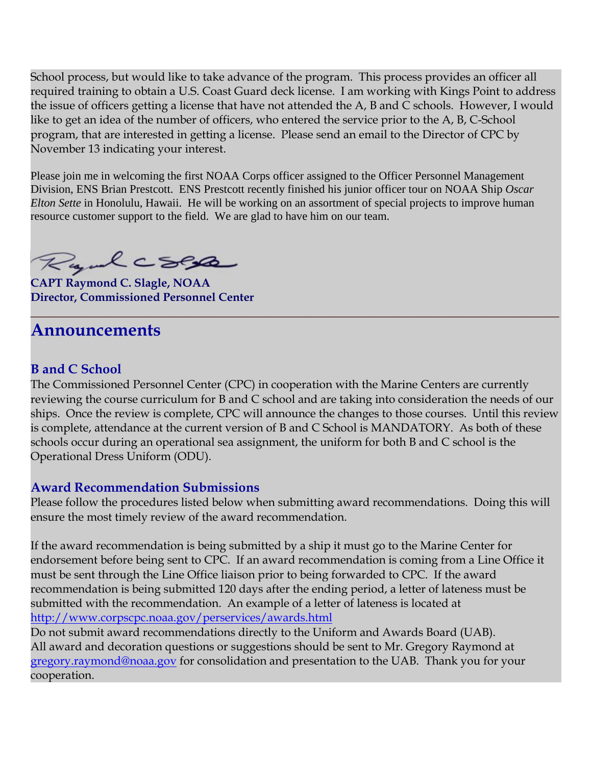School process, but would like to take advance of the program. This process provides an officer all required training to obtain a U.S. Coast Guard deck license. I am working with Kings Point to address the issue of officers getting a license that have not attended the A, B and C schools. However, I would like to get an idea of the number of officers, who entered the service prior to the A, B, C-School program, that are interested in getting a license. Please send an email to the Director of CPC by November 13 indicating your interest.

Please join me in welcoming the first NOAA Corps officer assigned to the Officer Personnel Management Division, ENS Brian Prestcott. ENS Prestcott recently finished his junior officer tour on NOAA Ship *Oscar Elton Sette* in Honolulu, Hawaii. He will be working on an assortment of special projects to improve human resource customer support to the field. We are glad to have him on our team.

**CAPT Raymond C. Slagle, NOAA**
**Director, Commissioned Personnel Center**

---

# Announcements

### B and C School

The Commissioned Personnel Center (CPC) in cooperation with the Marine Centers are currently reviewing the course curriculum for B and C school and are taking into consideration the needs of our ships. Once the review is complete, CPC will announce the changes to those courses. Until this review is complete, attendance at the current version of B and C School is MANDATORY. As both of these schools occur during an operational sea assignment, the uniform for both B and C school is the Operational Dress Uniform (ODU).

### Award Recommendation Submissions

Please follow the procedures listed below when submitting award recommendations. Doing this will ensure the most timely review of the award recommendation.

If the award recommendation is being submitted by a ship it must go to the Marine Center for endorsement before being sent to CPC. If an award recommendation is coming from a Line Office it must be sent through the Line Office liaison prior to being forwarded to CPC. If the award recommendation is being submitted 120 days after the ending period, a letter of lateness must be submitted with the recommendation. An example of a letter of lateness is located at http://www.corpscpc.noaa.gov/perservices/awards.html
Do not submit award recommendations directly to the Uniform and Awards Board (UAB).
All award and decoration questions or suggestions should be sent to Mr. Gregory Raymond at gregory.raymond@noaa.gov for consolidation and presentation to the UAB. Thank you for your cooperation.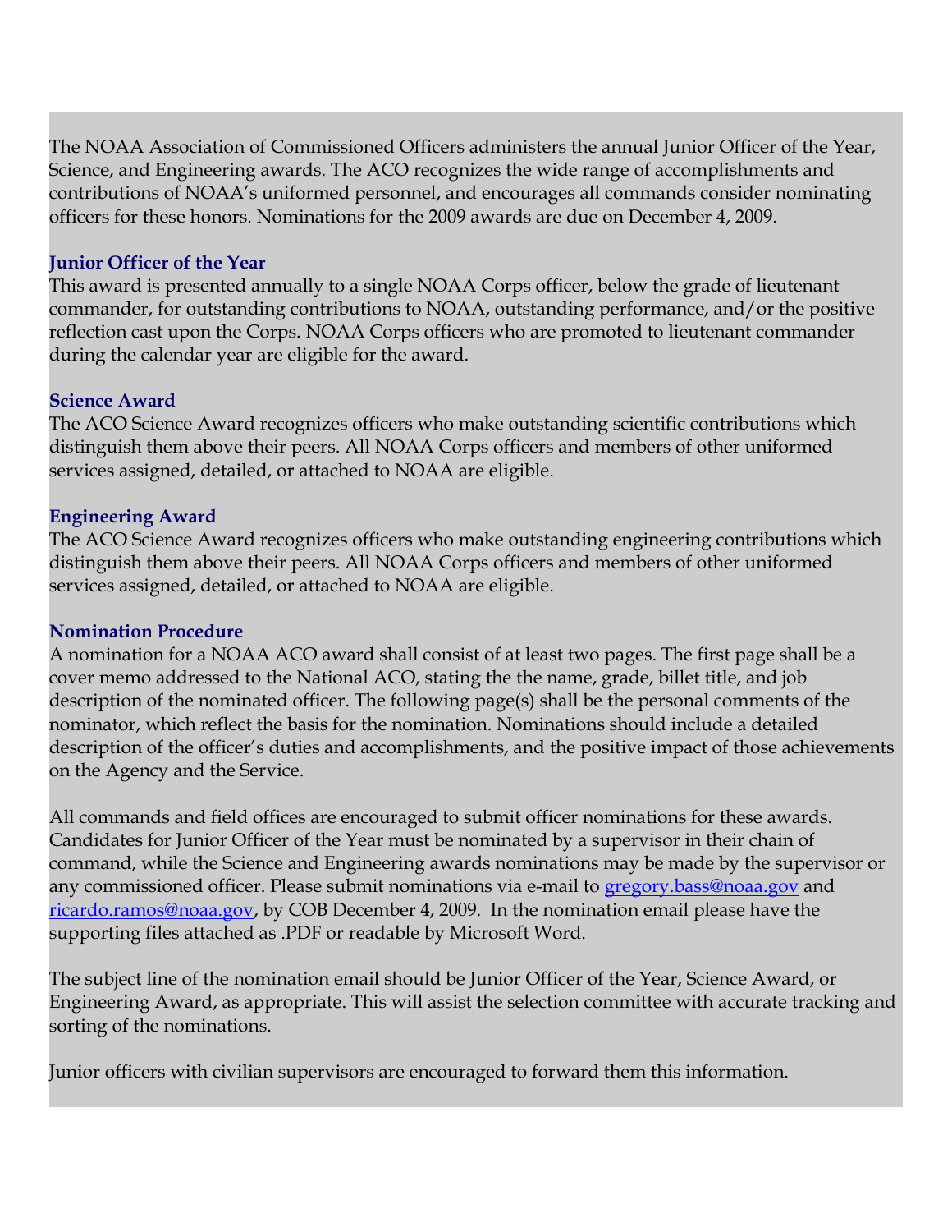The NOAA Association of Commissioned Officers administers the annual Junior Officer of the Year, Science, and Engineering awards. The ACO recognizes the wide range of accomplishments and contributions of NOAA's uniformed personnel, and encourages all commands consider nominating officers for these honors. Nominations for the 2009 awards are due on December 4, 2009.

### Junior Officer of the Year

This award is presented annually to a single NOAA Corps officer, below the grade of lieutenant commander, for outstanding contributions to NOAA, outstanding performance, and/or the positive reflection cast upon the Corps. NOAA Corps officers who are promoted to lieutenant commander during the calendar year are eligible for the award.

### Science Award

The ACO Science Award recognizes officers who make outstanding scientific contributions which distinguish them above their peers. All NOAA Corps officers and members of other uniformed services assigned, detailed, or attached to NOAA are eligible.

### Engineering Award

The ACO Science Award recognizes officers who make outstanding engineering contributions which distinguish them above their peers. All NOAA Corps officers and members of other uniformed services assigned, detailed, or attached to NOAA are eligible.

### Nomination Procedure

A nomination for a NOAA ACO award shall consist of at least two pages. The first page shall be a cover memo addressed to the National ACO, stating the the name, grade, billet title, and job description of the nominated officer. The following page(s) shall be the personal comments of the nominator, which reflect the basis for the nomination. Nominations should include a detailed description of the officer's duties and accomplishments, and the positive impact of those achievements on the Agency and the Service.

All commands and field offices are encouraged to submit officer nominations for these awards. Candidates for Junior Officer of the Year must be nominated by a supervisor in their chain of command, while the Science and Engineering awards nominations may be made by the supervisor or any commissioned officer. Please submit nominations via e-mail to gregory.bass@noaa.gov and ricardo.ramos@noaa.gov, by COB December 4, 2009. In the nomination email please have the supporting files attached as .PDF or readable by Microsoft Word.

The subject line of the nomination email should be Junior Officer of the Year, Science Award, or Engineering Award, as appropriate. This will assist the selection committee with accurate tracking and sorting of the nominations.

Junior officers with civilian supervisors are encouraged to forward them this information.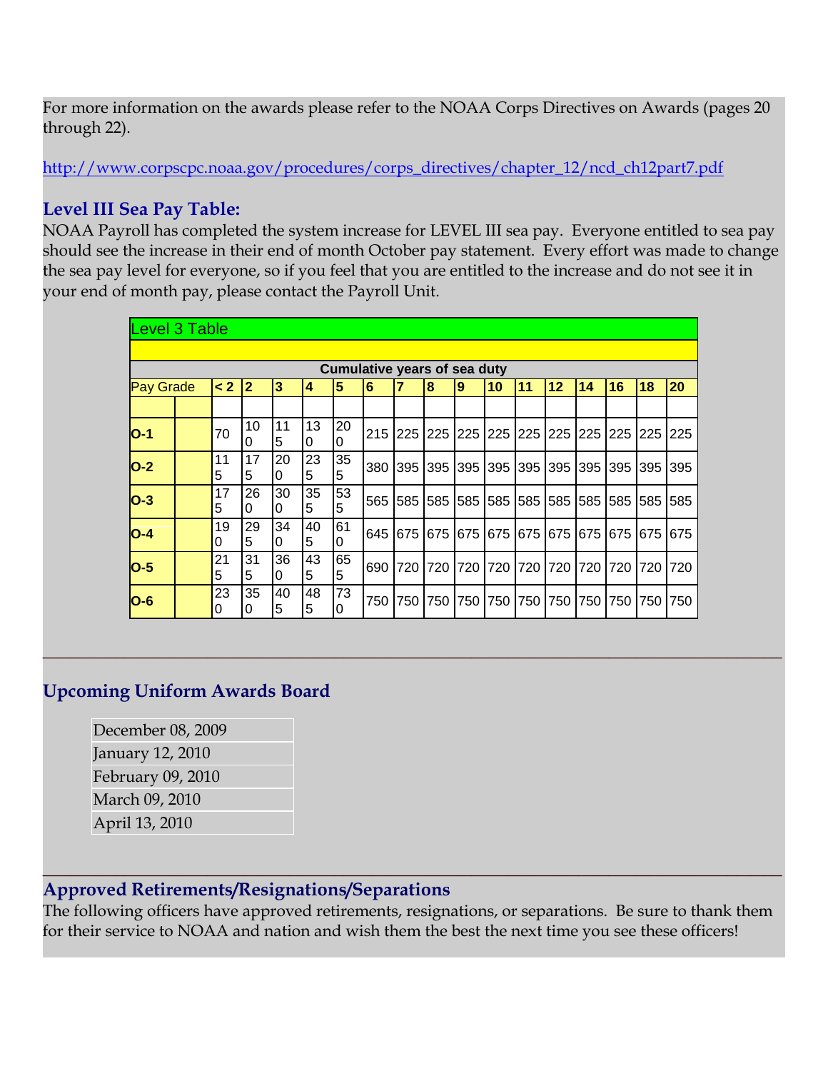For more information on the awards please refer to the NOAA Corps Directives on Awards (pages 20 through 22).

http://www.corpscpc.noaa.gov/procedures/corps_directives/chapter_12/ncd_ch12part7.pdf

### Level III Sea Pay Table:

NOAA Payroll has completed the system increase for LEVEL III sea pay. Everyone entitled to sea pay should see the increase in their end of month October pay statement. Every effort was made to change the sea pay level for everyone, so if you feel that you are entitled to the increase and do not see it in your end of month pay, please contact the Payroll Unit.

**Level 3 Table**

| | Cumulative years of sea duty | | | | | | | | | | | | | | | |
|---|---|---|---|---|---|---|---|---|---|---|---|---|---|---|---|---|
| **Pay Grade** | **< 2** | **2** | **3** | **4** | **5** | **6** | **7** | **8** | **9** | **10** | **11** | **12** | **14** | **16** | **18** | **20** |
| **O-1** | 70 | 100 | 115 | 130 | 200 | 215 | 225 | 225 | 225 | 225 | 225 | 225 | 225 | 225 | 225 | 225 |
| **O-2** | 115 | 175 | 200 | 235 | 355 | 380 | 395 | 395 | 395 | 395 | 395 | 395 | 395 | 395 | 395 | 395 |
| **O-3** | 175 | 260 | 300 | 355 | 535 | 565 | 585 | 585 | 585 | 585 | 585 | 585 | 585 | 585 | 585 | 585 |
| **O-4** | 190 | 295 | 340 | 405 | 610 | 645 | 675 | 675 | 675 | 675 | 675 | 675 | 675 | 675 | 675 | 675 |
| **O-5** | 215 | 315 | 360 | 435 | 655 | 690 | 720 | 720 | 720 | 720 | 720 | 720 | 720 | 720 | 720 | 720 |
| **O-6** | 230 | 350 | 405 | 485 | 730 | 750 | 750 | 750 | 750 | 750 | 750 | 750 | 750 | 750 | 750 | 750 |

---

### Upcoming Uniform Awards Board

| |
|---|
| December 08, 2009 |
| January 12, 2010 |
| February 09, 2010 |
| March 09, 2010 |
| April 13, 2010 |

---

### Approved Retirements/Resignations/Separations

The following officers have approved retirements, resignations, or separations. Be sure to thank them for their service to NOAA and nation and wish them the best the next time you see these officers!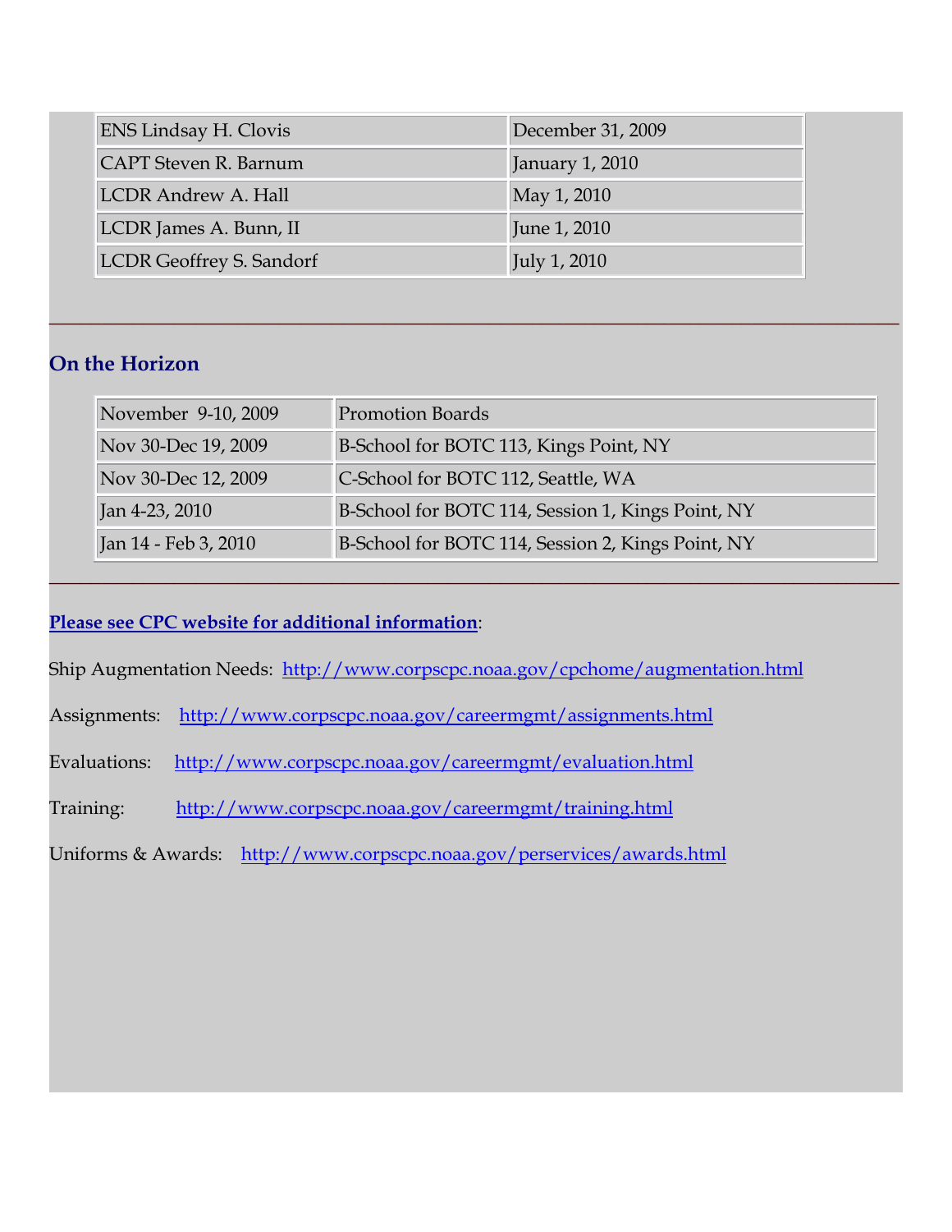| | |
|---|---|
| ENS Lindsay H. Clovis | December 31, 2009 |
| CAPT Steven R. Barnum | January 1, 2010 |
| LCDR Andrew A. Hall | May 1, 2010 |
| LCDR James A. Bunn, II | June 1, 2010 |
| LCDR Geoffrey S. Sandorf | July 1, 2010 |

---

## On the Horizon

| | |
|---|---|
| November 9-10, 2009 | Promotion Boards |
| Nov 30-Dec 19, 2009 | B-School for BOTC 113, Kings Point, NY |
| Nov 30-Dec 12, 2009 | C-School for BOTC 112, Seattle, WA |
| Jan 4-23, 2010 | B-School for BOTC 114, Session 1, Kings Point, NY |
| Jan 14 - Feb 3, 2010 | B-School for BOTC 114, Session 2, Kings Point, NY |

---

**Please see CPC website for additional information**:

Ship Augmentation Needs: http://www.corpscpc.noaa.gov/cpchome/augmentation.html

Assignments: http://www.corpscpc.noaa.gov/careermgmt/assignments.html

Evaluations: http://www.corpscpc.noaa.gov/careermgmt/evaluation.html

Training: http://www.corpscpc.noaa.gov/careermgmt/training.html

Uniforms & Awards: http://www.corpscpc.noaa.gov/perservices/awards.html